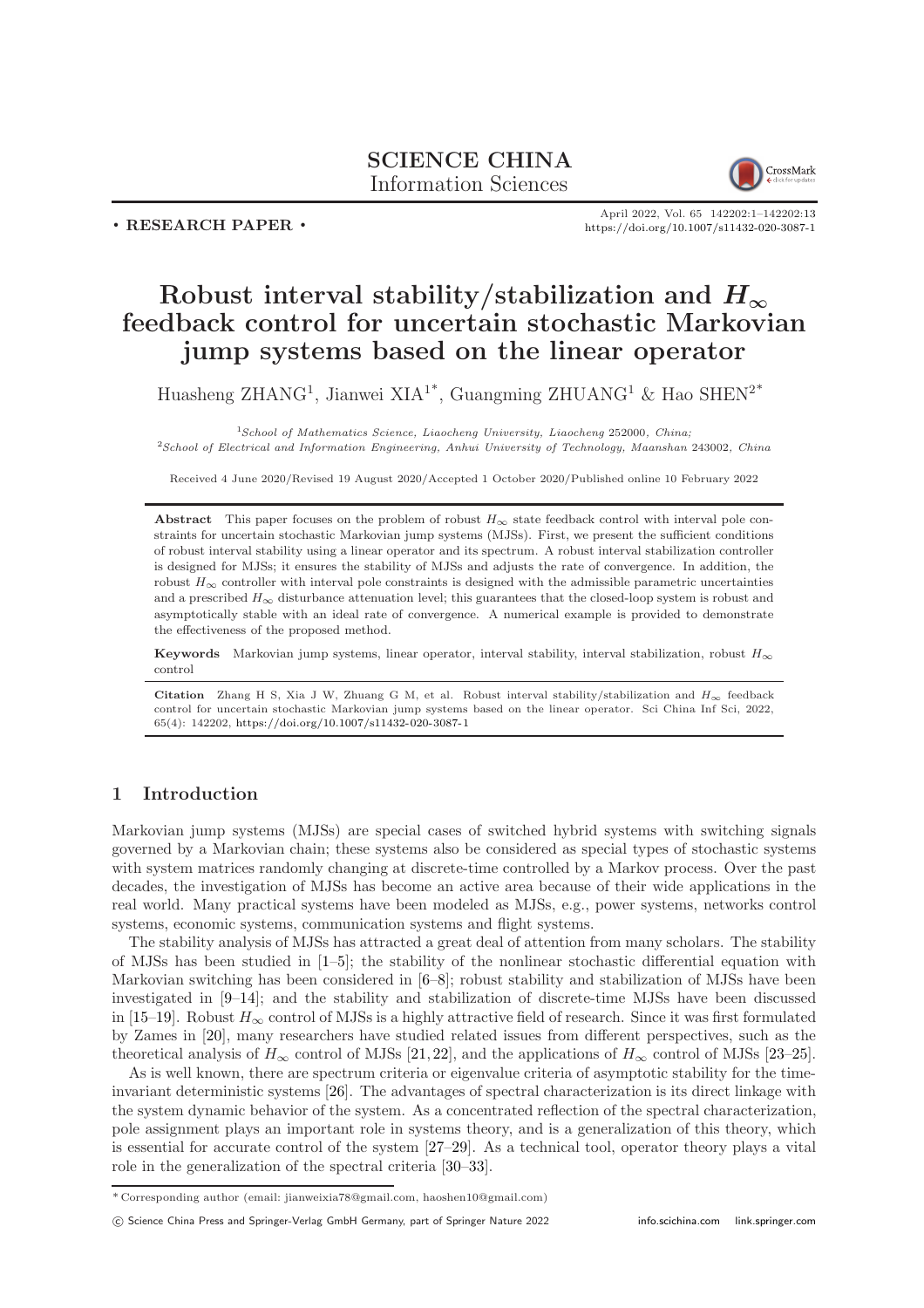SCIENCE CHINA
Information Sciences

• RESEARCH PAPER •

April 2022, Vol. 65 142202:1–142202:13
https://doi.org/10.1007/s11432-020-3087-1

# Robust interval stability/stabilization and $H_\infty$ feedback control for uncertain stochastic Markovian jump systems based on the linear operator

Huasheng ZHANG[1], Jianwei XIA[1*], Guangming ZHUANG[1] & Hao SHEN[2*]

[1] *School of Mathematics Science, Liaocheng University, Liaocheng* 252000*, China;*
[2] *School of Electrical and Information Engineering, Anhui University of Technology, Maanshan* 243002*, China*

Received 4 June 2020/Revised 19 August 2020/Accepted 1 October 2020/Published online 10 February 2022

**Abstract** This paper focuses on the problem of robust $H_\infty$ state feedback control with interval pole constraints for uncertain stochastic Markovian jump systems (MJSs). First, we present the sufficient conditions of robust interval stability using a linear operator and its spectrum. A robust interval stabilization controller is designed for MJSs; it ensures the stability of MJSs and adjusts the rate of convergence. In addition, the robust $H_\infty$ controller with interval pole constraints is designed with the admissible parametric uncertainties and a prescribed $H_\infty$ disturbance attenuation level; this guarantees that the closed-loop system is robust and asymptotically stable with an ideal rate of convergence. A numerical example is provided to demonstrate the effectiveness of the proposed method.

**Keywords** Markovian jump systems, linear operator, interval stability, interval stabilization, robust $H_\infty$ control

**Citation** Zhang H S, Xia J W, Zhuang G M, et al. Robust interval stability/stabilization and $H_\infty$ feedback control for uncertain stochastic Markovian jump systems based on the linear operator. Sci China Inf Sci, 2022, 65(4): 142202, https://doi.org/10.1007/s11432-020-3087-1

## 1 Introduction

Markovian jump systems (MJSs) are special cases of switched hybrid systems with switching signals governed by a Markovian chain; these systems also be considered as special types of stochastic systems with system matrices randomly changing at discrete-time controlled by a Markov process. Over the past decades, the investigation of MJSs has become an active area because of their wide applications in the real world. Many practical systems have been modeled as MJSs, e.g., power systems, networks control systems, economic systems, communication systems and flight systems.

The stability analysis of MJSs has attracted a great deal of attention from many scholars. The stability of MJSs has been studied in [1–5]; the stability of the nonlinear stochastic differential equation with Markovian switching has been considered in [6–8]; robust stability and stabilization of MJSs have been investigated in [9–14]; and the stability and stabilization of discrete-time MJSs have been discussed in [15–19]. Robust $H_\infty$ control of MJSs is a highly attractive field of research. Since it was first formulated by Zames in [20], many researchers have studied related issues from different perspectives, such as the theoretical analysis of $H_\infty$ control of MJSs [21, 22], and the applications of $H_\infty$ control of MJSs [23–25].

As is well known, there are spectrum criteria or eigenvalue criteria of asymptotic stability for the time-invariant deterministic systems [26]. The advantages of spectral characterization is its direct linkage with the system dynamic behavior of the system. As a concentrated reflection of the spectral characterization, pole assignment plays an important role in systems theory, and is a generalization of this theory, which is essential for accurate control of the system [27–29]. As a technical tool, operator theory plays a vital role in the generalization of the spectral criteria [30–33].

* Corresponding author (email: jianweixia78@gmail.com, haoshen10@gmail.com)

© Science China Press and Springer-Verlag GmbH Germany, part of Springer Nature 2022 info.scichina.com link.springer.com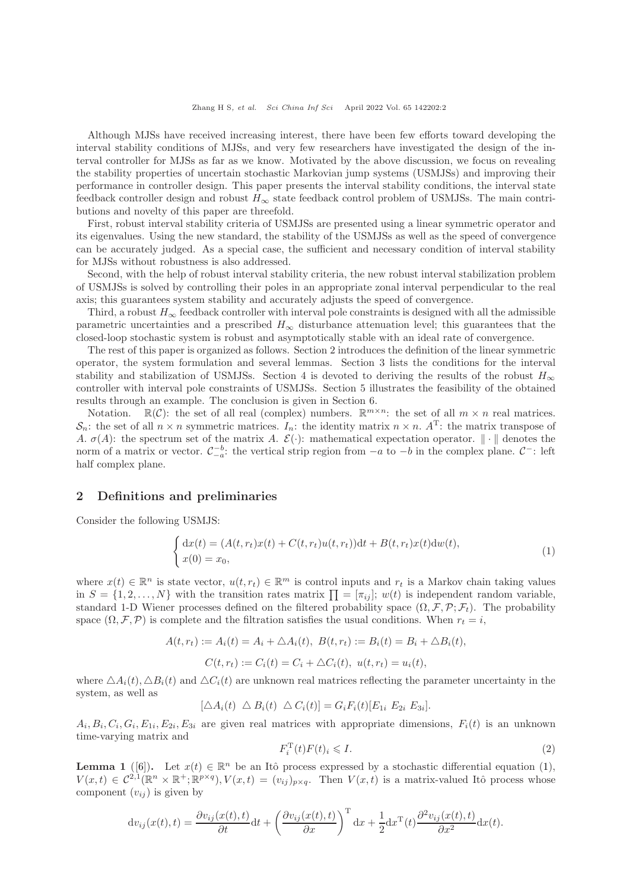Although MJSs have received increasing interest, there have been few efforts toward developing the interval stability conditions of MJSs, and very few researchers have investigated the design of the interval controller for MJSs as far as we know. Motivated by the above discussion, we focus on revealing the stability properties of uncertain stochastic Markovian jump systems (USMJSs) and improving their performance in controller design. This paper presents the interval stability conditions, the interval state feedback controller design and robust $H_\infty$ state feedback control problem of USMJSs. The main contributions and novelty of this paper are threefold.

First, robust interval stability criteria of USMJSs are presented using a linear symmetric operator and its eigenvalues. Using the new standard, the stability of the USMJSs as well as the speed of convergence can be accurately judged. As a special case, the sufficient and necessary condition of interval stability for MJSs without robustness is also addressed.

Second, with the help of robust interval stability criteria, the new robust interval stabilization problem of USMJSs is solved by controlling their poles in an appropriate zonal interval perpendicular to the real axis; this guarantees system stability and accurately adjusts the speed of convergence.

Third, a robust $H_\infty$ feedback controller with interval pole constraints is designed with all the admissible parametric uncertainties and a prescribed $H_\infty$ disturbance attenuation level; this guarantees that the closed-loop stochastic system is robust and asymptotically stable with an ideal rate of convergence.

The rest of this paper is organized as follows. Section 2 introduces the definition of the linear symmetric operator, the system formulation and several lemmas. Section 3 lists the conditions for the interval stability and stabilization of USMJSs. Section 4 is devoted to deriving the results of the robust $H_\infty$ controller with interval pole constraints of USMJSs. Section 5 illustrates the feasibility of the obtained results through an example. The conclusion is given in Section 6.

Notation. $\mathbb{R}(\mathcal{C})$: the set of all real (complex) numbers. $\mathbb{R}^{m\times n}$: the set of all $m \times n$ real matrices. $\mathcal{S}_n$: the set of all $n \times n$ symmetric matrices. $I_n$: the identity matrix $n \times n$. $A^{\mathrm{T}}$: the matrix transpose of $A$. $\sigma(A)$: the spectrum set of the matrix $A$. $\mathcal{E}(\cdot)$: mathematical expectation operator. $\|\cdot\|$ denotes the norm of a matrix or vector. $\mathcal{C}^{-b}_{-a}$: the vertical strip region from $-a$ to $-b$ in the complex plane. $\mathcal{C}^-$: left half complex plane.

## 2 Definitions and preliminaries

Consider the following USMJS:

$$\begin{cases} \mathrm{d}x(t) = (A(t,r_t)x(t) + C(t,r_t)u(t,r_t))\mathrm{d}t + B(t,r_t)x(t)\mathrm{d}w(t), \\ x(0) = x_0, \end{cases} \tag{1}$$

where $x(t) \in \mathbb{R}^n$ is state vector, $u(t,r_t) \in \mathbb{R}^m$ is control inputs and $r_t$ is a Markov chain taking values in $S = \{1, 2, \ldots, N\}$ with the transition rates matrix $\prod = [\pi_{ij}]$; $w(t)$ is independent random variable, standard 1-D Wiener processes defined on the filtered probability space $(\Omega, \mathcal{F}, \mathcal{P}; \mathcal{F}_t)$. The probability space $(\Omega, \mathcal{F}, \mathcal{P})$ is complete and the filtration satisfies the usual conditions. When $r_t = i$,

$$A(t,r_t) := A_i(t) = A_i + \triangle A_i(t),\ B(t,r_t) := B_i(t) = B_i + \triangle B_i(t),$$

$$C(t,r_t) := C_i(t) = C_i + \triangle C_i(t),\ u(t,r_t) = u_i(t),$$

where $\triangle A_i(t), \triangle B_i(t)$ and $\triangle C_i(t)$ are unknown real matrices reflecting the parameter uncertainty in the system, as well as

$$[\triangle A_i(t)\ \ \triangle B_i(t)\ \ \triangle C_i(t)] = G_i F_i(t)[E_{1i}\ E_{2i}\ E_{3i}].$$

$A_i, B_i, C_i, G_i, E_{1i}, E_{2i}, E_{3i}$ are given real matrices with appropriate dimensions, $F_i(t)$ is an unknown time-varying matrix and

$$F_i^{\mathrm{T}}(t)F(t)_i \leqslant I. \tag{2}$$

**Lemma 1** ([6]). Let $x(t) \in \mathbb{R}^n$ be an Itô process expressed by a stochastic differential equation (1), $V(x,t) \in \mathcal{C}^{2,1}(\mathbb{R}^n \times \mathbb{R}^+; \mathbb{R}^{p\times q}), V(x,t) = (v_{ij})_{p\times q}$. Then $V(x,t)$ is a matrix-valued Itô process whose component $(v_{ij})$ is given by

$$\mathrm{d}v_{ij}(x(t),t) = \frac{\partial v_{ij}(x(t),t)}{\partial t}\mathrm{d}t + \left(\frac{\partial v_{ij}(x(t),t)}{\partial x}\right)^{\mathrm{T}}\mathrm{d}x + \frac{1}{2}\mathrm{d}x^{\mathrm{T}}(t)\frac{\partial^2 v_{ij}(x(t),t)}{\partial x^2}\mathrm{d}x(t).$$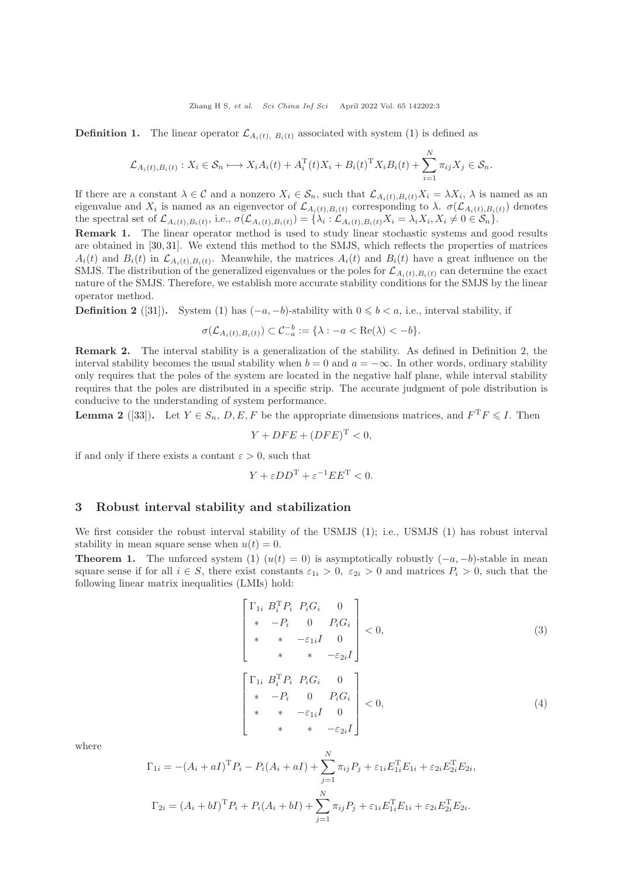**Definition 1.** The linear operator $\mathcal{L}_{A_i(t),\ B_i(t)}$ associated with system (1) is defined as

$$\mathcal{L}_{A_i(t),B_i(t)} : X_i \in \mathcal{S}_n \longmapsto X_i A_i(t) + A_i^{\mathrm{T}}(t) X_i + B_i(t)^{\mathrm{T}} X_i B_i(t) + \sum_{i=1}^{N} \pi_{ij} X_j \in \mathcal{S}_n.$$

If there are a constant $\lambda \in \mathcal{C}$ and a nonzero $X_i \in \mathcal{S}_n$, such that $\mathcal{L}_{A_i(t),B_i(t)} X_i = \lambda X_i$, $\lambda$ is named as an eigenvalue and $X_i$ is named as an eigenvector of $\mathcal{L}_{A_i(t),B_i(t)}$ corresponding to $\lambda$. $\sigma(\mathcal{L}_{A_i(t),B_i(t)})$ denotes the spectral set of $\mathcal{L}_{A_i(t),B_i(t)}$, i.e., $\sigma(\mathcal{L}_{A_i(t),B_i(t)}) = \{\lambda_i : \mathcal{L}_{A_i(t),B_i(t)} X_i = \lambda_i X_i, X_i \neq 0 \in \mathcal{S}_n\}$.

**Remark 1.** The linear operator method is used to study linear stochastic systems and good results are obtained in [30, 31]. We extend this method to the SMJS, which reflects the properties of matrices $A_i(t)$ and $B_i(t)$ in $\mathcal{L}_{A_i(t),B_i(t)}$. Meanwhile, the matrices $A_i(t)$ and $B_i(t)$ have a great influence on the SMJS. The distribution of the generalized eigenvalues or the poles for $\mathcal{L}_{A_i(t),B_i(t)}$ can determine the exact nature of the SMJS. Therefore, we establish more accurate stability conditions for the SMJS by the linear operator method.

**Definition 2** ([31]). System (1) has $(-a, -b)$-stability with $0 \leqslant b < a$, i.e., interval stability, if

$$\sigma(\mathcal{L}_{A_i(t),B_i(t)}) \subset \mathcal{C}_{-a}^{-b} := \{\lambda : -a < \mathrm{Re}(\lambda) < -b\}.$$

**Remark 2.** The interval stability is a generalization of the stability. As defined in Definition 2, the interval stability becomes the usual stability when $b = 0$ and $a = -\infty$. In other words, ordinary stability only requires that the poles of the system are located in the negative half plane, while interval stability requires that the poles are distributed in a specific strip. The accurate judgment of pole distribution is conducive to the understanding of system performance.

**Lemma 2** ([33]). Let $Y \in S_n$, $D, E, F$ be the appropriate dimensions matrices, and $F^{\mathrm{T}} F \leqslant I$. Then

$$Y + DFE + (DFE)^{\mathrm{T}} < 0,$$

if and only if there exists a contant $\varepsilon > 0$, such that

$$Y + \varepsilon D D^{\mathrm{T}} + \varepsilon^{-1} E E^{\mathrm{T}} < 0.$$

## 3 Robust interval stability and stabilization

We first consider the robust interval stability of the USMJS (1); i.e., USMJS (1) has robust interval stability in mean square sense when $u(t) = 0$.

**Theorem 1.** The unforced system (1) ($u(t) = 0$) is asymptotically robustly $(-a, -b)$-stable in mean square sense if for all $i \in S$, there exist constants $\varepsilon_{1i} > 0$, $\varepsilon_{2i} > 0$ and matrices $P_i > 0$, such that the following linear matrix inequalities (LMIs) hold:

$$\begin{bmatrix} \Gamma_{1i} & B_i^{\mathrm{T}} P_i & P_i G_i & 0 \\ * & -P_i & 0 & P_i G_i \\ * & * & -\varepsilon_{1i} I & 0 \\ & * & * & -\varepsilon_{2i} I \end{bmatrix} < 0, \tag{3}$$

$$\begin{bmatrix} \Gamma_{1i} & B_i^{\mathrm{T}} P_i & P_i G_i & 0 \\ * & -P_i & 0 & P_i G_i \\ * & * & -\varepsilon_{1i} I & 0 \\ & * & * & -\varepsilon_{2i} I \end{bmatrix} < 0, \tag{4}$$

where

$$\Gamma_{1i} = -(A_i + aI)^{\mathrm{T}} P_i - P_i (A_i + aI) + \sum_{j=1}^{N} \pi_{ij} P_j + \varepsilon_{1i} E_{1i}^{\mathrm{T}} E_{1i} + \varepsilon_{2i} E_{2i}^{\mathrm{T}} E_{2i},$$

$$\Gamma_{2i} = (A_i + bI)^{\mathrm{T}} P_i + P_i (A_i + bI) + \sum_{j=1}^{N} \pi_{ij} P_j + \varepsilon_{1i} E_{1i}^{\mathrm{T}} E_{1i} + \varepsilon_{2i} E_{2i}^{\mathrm{T}} E_{2i}.$$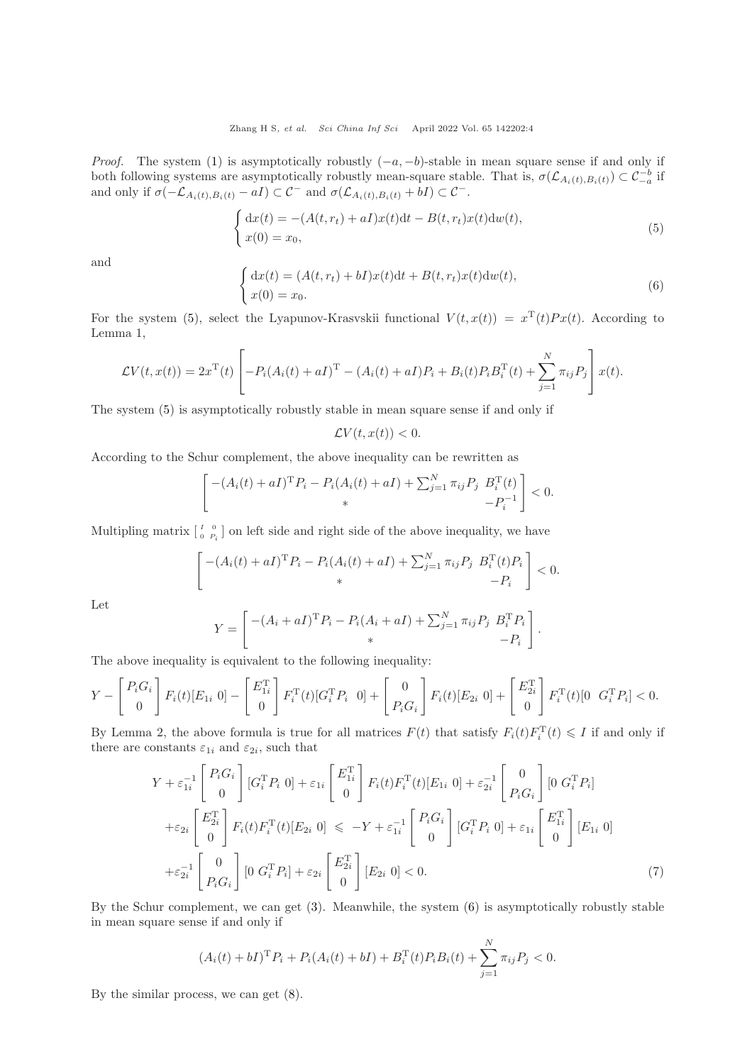*Proof.* The system (1) is asymptotically robustly $(-a,-b)$-stable in mean square sense if and only if both following systems are asymptotically robustly mean-square stable. That is, $\sigma(\mathcal{L}_{A_i(t),B_i(t)}) \subset \mathcal{C}_{-a}^{-b}$ if and only if $\sigma(-\mathcal{L}_{A_i(t),B_i(t)} - aI) \subset \mathcal{C}^-$ and $\sigma(\mathcal{L}_{A_i(t),B_i(t)} + bI) \subset \mathcal{C}^-$.

$$
\begin{cases}
\mathrm{d}x(t) = -(A(t,r_t)+aI)x(t)\mathrm{d}t - B(t,r_t)x(t)\mathrm{d}w(t),\\
x(0) = x_0,
\end{cases}
\tag{5}
$$

and

$$
\begin{cases}
\mathrm{d}x(t) = (A(t,r_t)+bI)x(t)\mathrm{d}t + B(t,r_t)x(t)\mathrm{d}w(t),\\
x(0) = x_0.
\end{cases}
\tag{6}
$$

For the system (5), select the Lyapunov-Krasvskii functional $V(t,x(t)) = x^{\mathrm{T}}(t)Px(t)$. According to Lemma 1,

$$
\mathcal{L}V(t,x(t)) = 2x^{\mathrm{T}}(t)\left[-P_i(A_i(t)+aI)^{\mathrm{T}} - (A_i(t)+aI)P_i + B_i(t)P_iB_i^{\mathrm{T}}(t) + \sum_{j=1}^{N}\pi_{ij}P_j\right]x(t).
$$

The system (5) is asymptotically robustly stable in mean square sense if and only if

$$
\mathcal{L}V(t,x(t)) < 0.
$$

According to the Schur complement, the above inequality can be rewritten as

$$
\begin{bmatrix}
-(A_i(t)+aI)^{\mathrm{T}}P_i - P_i(A_i(t)+aI) + \sum_{j=1}^{N}\pi_{ij}P_j & B_i^{\mathrm{T}}(t)\\
* & -P_i^{-1}
\end{bmatrix} < 0.
$$

Multipling matrix $\left[\begin{smallmatrix} I & 0\\ 0 & P_i\end{smallmatrix}\right]$ on left side and right side of the above inequality, we have

$$
\begin{bmatrix}
-(A_i(t)+aI)^{\mathrm{T}}P_i - P_i(A_i(t)+aI) + \sum_{j=1}^{N}\pi_{ij}P_j & B_i^{\mathrm{T}}(t)P_i\\
* & -P_i
\end{bmatrix} < 0.
$$

Let

$$
Y = \begin{bmatrix}
-(A_i+aI)^{\mathrm{T}}P_i - P_i(A_i+aI) + \sum_{j=1}^{N}\pi_{ij}P_j & B_i^{\mathrm{T}}P_i\\
* & -P_i
\end{bmatrix}.
$$

The above inequality is equivalent to the following inequality:

$$
Y - \begin{bmatrix} P_iG_i\\ 0\end{bmatrix}F_i(t)[E_{1i}\ 0] - \begin{bmatrix} E_{1i}^{\mathrm{T}}\\ 0\end{bmatrix}F_i^{\mathrm{T}}(t)[G_i^{\mathrm{T}}P_i\ \ 0] + \begin{bmatrix} 0\\ P_iG_i\end{bmatrix}F_i(t)[E_{2i}\ 0] + \begin{bmatrix} E_{2i}^{\mathrm{T}}\\ 0\end{bmatrix}F_i^{\mathrm{T}}(t)[0\ \ G_i^{\mathrm{T}}P_i] < 0.
$$

By Lemma 2, the above formula is true for all matrices $F(t)$ that satisfy $F_i(t)F_i^{\mathrm{T}}(t) \leqslant I$ if and only if there are constants $\varepsilon_{1i}$ and $\varepsilon_{2i}$, such that

$$
\begin{aligned}
&Y + \varepsilon_{1i}^{-1}\begin{bmatrix} P_iG_i\\ 0\end{bmatrix}[G_i^{\mathrm{T}}P_i\ 0] + \varepsilon_{1i}\begin{bmatrix} E_{1i}^{\mathrm{T}}\\ 0\end{bmatrix}F_i(t)F_i^{\mathrm{T}}(t)[E_{1i}\ 0] + \varepsilon_{2i}^{-1}\begin{bmatrix} 0\\ P_iG_i\end{bmatrix}[0\ G_i^{\mathrm{T}}P_i]\\
&+\varepsilon_{2i}\begin{bmatrix} E_{2i}^{\mathrm{T}}\\ 0\end{bmatrix}F_i(t)F_i^{\mathrm{T}}(t)[E_{2i}\ 0] \leqslant -Y + \varepsilon_{1i}^{-1}\begin{bmatrix} P_iG_i\\ 0\end{bmatrix}[G_i^{\mathrm{T}}P_i\ 0] + \varepsilon_{1i}\begin{bmatrix} E_{1i}^{\mathrm{T}}\\ 0\end{bmatrix}[E_{1i}\ 0]\\
&+\varepsilon_{2i}^{-1}\begin{bmatrix} 0\\ P_iG_i\end{bmatrix}[0\ G_i^{\mathrm{T}}P_i] + \varepsilon_{2i}\begin{bmatrix} E_{2i}^{\mathrm{T}}\\ 0\end{bmatrix}[E_{2i}\ 0] < 0.
\end{aligned}
\tag{7}
$$

By the Schur complement, we can get (3). Meanwhile, the system (6) is asymptotically robustly stable in mean square sense if and only if

$$
(A_i(t)+bI)^{\mathrm{T}}P_i + P_i(A_i(t)+bI) + B_i^{\mathrm{T}}(t)P_iB_i(t) + \sum_{j=1}^{N}\pi_{ij}P_j < 0.
$$

By the similar process, we can get (8).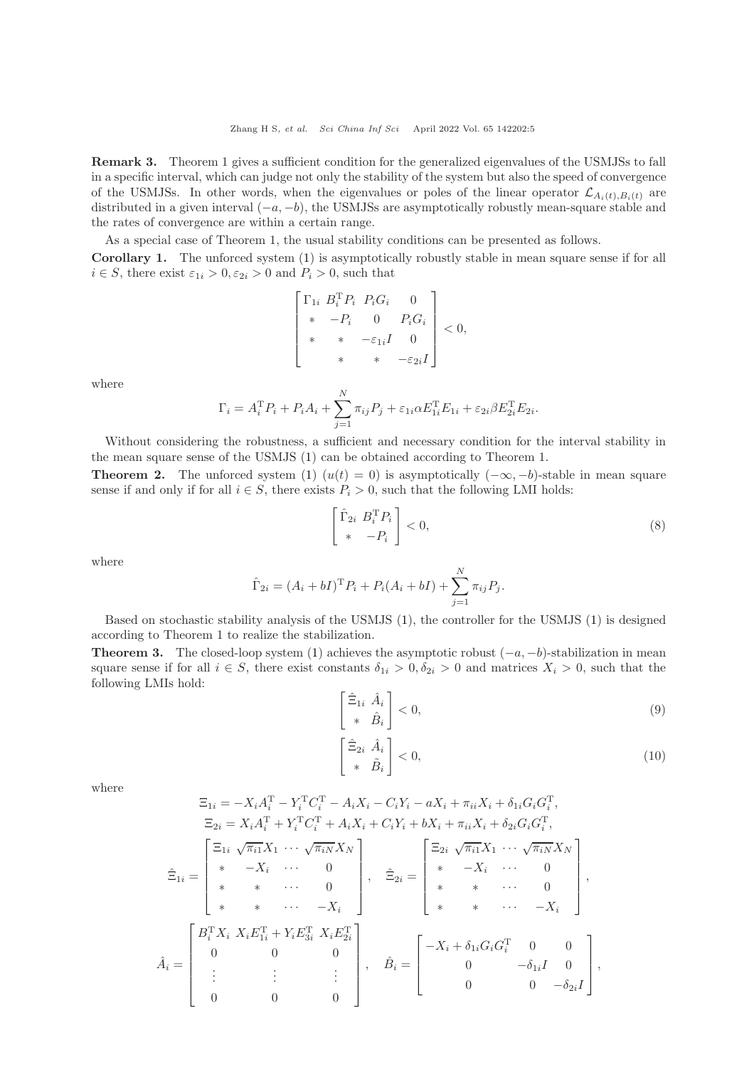**Remark 3.** Theorem 1 gives a sufficient condition for the generalized eigenvalues of the USMJSs to fall in a specific interval, which can judge not only the stability of the system but also the speed of convergence of the USMJSs. In other words, when the eigenvalues or poles of the linear operator $\mathcal{L}_{A_i(t),B_i(t)}$ are distributed in a given interval $(-a,-b)$, the USMJSs are asymptotically robustly mean-square stable and the rates of convergence are within a certain range.

As a special case of Theorem 1, the usual stability conditions can be presented as follows.

**Corollary 1.** The unforced system (1) is asymptotically robustly stable in mean square sense if for all $i \in S$, there exist $\varepsilon_{1i} > 0, \varepsilon_{2i} > 0$ and $P_i > 0$, such that

$$
\begin{bmatrix} \Gamma_{1i} & B_i^{\mathrm{T}} P_i & P_i G_i & 0 \\ * & -P_i & 0 & P_i G_i \\ * & * & -\varepsilon_{1i} I & 0 \\ & * & * & -\varepsilon_{2i} I \end{bmatrix} < 0,
$$

where

$$
\Gamma_i = A_i^{\mathrm{T}} P_i + P_i A_i + \sum_{j=1}^{N} \pi_{ij} P_j + \varepsilon_{1i} \alpha E_{1i}^{\mathrm{T}} E_{1i} + \varepsilon_{2i} \beta E_{2i}^{\mathrm{T}} E_{2i}.
$$

Without considering the robustness, a sufficient and necessary condition for the interval stability in the mean square sense of the USMJS (1) can be obtained according to Theorem 1.

**Theorem 2.** The unforced system (1) ($u(t) = 0$) is asymptotically $(-\infty, -b)$-stable in mean square sense if and only if for all $i \in S$, there exists $P_i > 0$, such that the following LMI holds:

$$
\begin{bmatrix} \hat{\Gamma}_{2i} & B_i^{\mathrm{T}} P_i \\ * & -P_i \end{bmatrix} < 0, \tag{8}
$$

where

$$
\hat{\Gamma}_{2i} = (A_i + bI)^{\mathrm{T}} P_i + P_i (A_i + bI) + \sum_{j=1}^{N} \pi_{ij} P_j.
$$

Based on stochastic stability analysis of the USMJS (1), the controller for the USMJS (1) is designed according to Theorem 1 to realize the stabilization.

**Theorem 3.** The closed-loop system (1) achieves the asymptotic robust $(-a,-b)$-stabilization in mean square sense if for all $i \in S$, there exist constants $\delta_{1i} > 0, \delta_{2i} > 0$ and matrices $X_i > 0$, such that the following LMIs hold:

$$
\begin{bmatrix} \hat{\Xi}_{1i} & \hat{A}_i \\ * & \hat{B}_i \end{bmatrix} < 0, \tag{9}
$$

$$
\begin{bmatrix} \hat{\Xi}_{2i} & \hat{A}_i \\ * & \tilde{B}_i \end{bmatrix} < 0, \tag{10}
$$

where

$$
\Xi_{1i} = -X_i A_i^{\mathrm{T}} - Y_i^{\mathrm{T}} C_i^{\mathrm{T}} - A_i X_i - C_i Y_i - a X_i + \pi_{ii} X_i + \delta_{1i} G_i G_i^{\mathrm{T}},
$$

$$
\Xi_{2i} = X_i A_i^{\mathrm{T}} + Y_i^{\mathrm{T}} C_i^{\mathrm{T}} + A_i X_i + C_i Y_i + b X_i + \pi_{ii} X_i + \delta_{2i} G_i G_i^{\mathrm{T}},
$$

$$
\hat{\Xi}_{1i} = \begin{bmatrix} \Xi_{1i} & \sqrt{\pi_{i1}} X_1 & \cdots & \sqrt{\pi_{iN}} X_N \\ * & -X_i & \cdots & 0 \\ * & * & \cdots & 0 \\ * & * & \cdots & -X_i \end{bmatrix}, \quad \hat{\Xi}_{2i} = \begin{bmatrix} \Xi_{2i} & \sqrt{\pi_{i1}} X_1 & \cdots & \sqrt{\pi_{iN}} X_N \\ * & -X_i & \cdots & 0 \\ * & * & \cdots & 0 \\ * & * & \cdots & -X_i \end{bmatrix},
$$

$$
\hat{A}_i = \begin{bmatrix} B_i^{\mathrm{T}} X_i & X_i E_{1i}^{\mathrm{T}} + Y_i E_{3i}^{\mathrm{T}} & X_i E_{2i}^{\mathrm{T}} \\ 0 & 0 & 0 \\ \vdots & \vdots & \vdots \\ 0 & 0 & 0 \end{bmatrix}, \quad \hat{B}_i = \begin{bmatrix} -X_i + \delta_{1i} G_i G_i^{\mathrm{T}} & 0 & 0 \\ 0 & -\delta_{1i} I & 0 \\ 0 & 0 & -\delta_{2i} I \end{bmatrix},
$$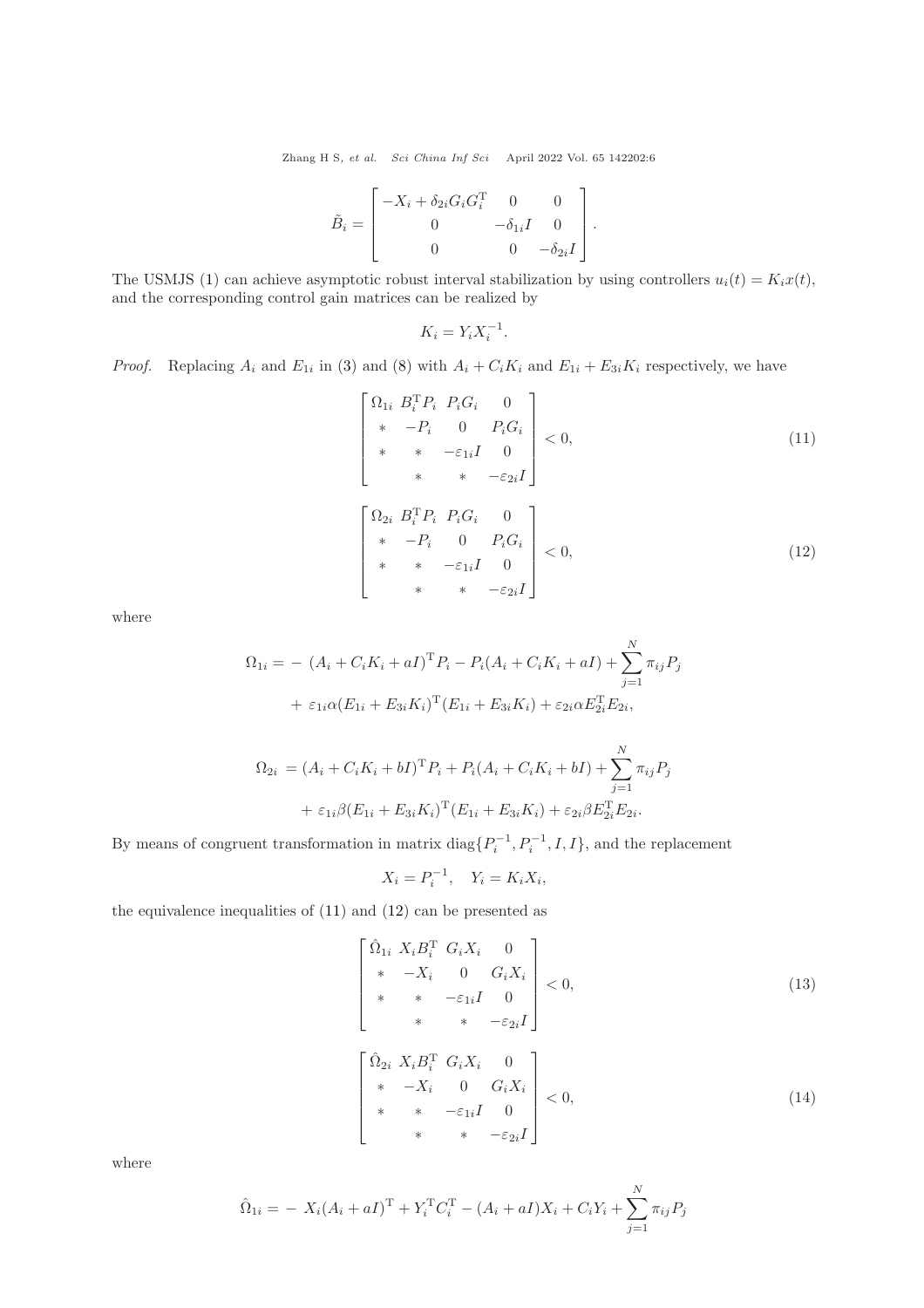$$
\tilde{B}_i = \begin{bmatrix} -X_i + \delta_{2i} G_i G_i^{\mathrm{T}} & 0 & 0 \\ 0 & -\delta_{1i} I & 0 \\ 0 & 0 & -\delta_{2i} I \end{bmatrix}.
$$

The USMJS (1) can achieve asymptotic robust interval stabilization by using controllers $u_i(t) = K_i x(t)$, and the corresponding control gain matrices can be realized by

$$
K_i = Y_i X_i^{-1}.
$$

*Proof.* Replacing $A_i$ and $E_{1i}$ in (3) and (8) with $A_i + C_i K_i$ and $E_{1i} + E_{3i} K_i$ respectively, we have

$$
\begin{bmatrix} \Omega_{1i} & B_i^{\mathrm{T}} P_i & P_i G_i & 0 \\ * & -P_i & 0 & P_i G_i \\ * & * & -\varepsilon_{1i} I & 0 \\ & * & * & -\varepsilon_{2i} I \end{bmatrix} < 0, \tag{11}
$$

$$
\begin{bmatrix} \Omega_{2i} & B_i^{\mathrm{T}} P_i & P_i G_i & 0 \\ * & -P_i & 0 & P_i G_i \\ * & * & -\varepsilon_{1i} I & 0 \\ & * & * & -\varepsilon_{2i} I \end{bmatrix} < 0, \tag{12}
$$

where

$$
\begin{aligned}
\Omega_{1i} = & - (A_i + C_i K_i + aI)^{\mathrm{T}} P_i - P_i (A_i + C_i K_i + aI) + \sum_{j=1}^{N} \pi_{ij} P_j \\
& + \varepsilon_{1i} \alpha (E_{1i} + E_{3i} K_i)^{\mathrm{T}} (E_{1i} + E_{3i} K_i) + \varepsilon_{2i} \alpha E_{2i}^{\mathrm{T}} E_{2i},
\end{aligned}
$$

$$
\begin{aligned}
\Omega_{2i} = & (A_i + C_i K_i + bI)^{\mathrm{T}} P_i + P_i (A_i + C_i K_i + bI) + \sum_{j=1}^{N} \pi_{ij} P_j \\
& + \varepsilon_{1i} \beta (E_{1i} + E_{3i} K_i)^{\mathrm{T}} (E_{1i} + E_{3i} K_i) + \varepsilon_{2i} \beta E_{2i}^{\mathrm{T}} E_{2i}.
\end{aligned}
$$

By means of congruent transformation in matrix $\mathrm{diag}\{P_i^{-1}, P_i^{-1}, I, I\}$, and the replacement

$$
X_i = P_i^{-1}, \quad Y_i = K_i X_i,
$$

the equivalence inequalities of (11) and (12) can be presented as

$$
\begin{bmatrix} \hat{\Omega}_{1i} & X_i B_i^{\mathrm{T}} & G_i X_i & 0 \\ * & -X_i & 0 & G_i X_i \\ * & * & -\varepsilon_{1i} I & 0 \\ & * & * & -\varepsilon_{2i} I \end{bmatrix} < 0, \tag{13}
$$

$$
\begin{bmatrix} \hat{\Omega}_{2i} & X_i B_i^{\mathrm{T}} & G_i X_i & 0 \\ * & -X_i & 0 & G_i X_i \\ * & * & -\varepsilon_{1i} I & 0 \\ & * & * & -\varepsilon_{2i} I \end{bmatrix} < 0, \tag{14}
$$

where

$$
\hat{\Omega}_{1i} = - X_i (A_i + aI)^{\mathrm{T}} + Y_i^{\mathrm{T}} C_i^{\mathrm{T}} - (A_i + aI) X_i + C_i Y_i + \sum_{j=1}^{N} \pi_{ij} P_j
$$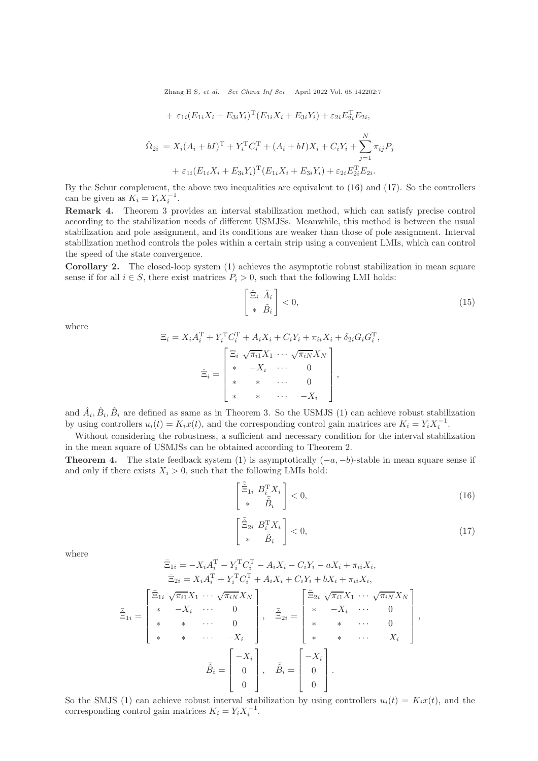$$+ \varepsilon_{1i}(E_{1i}X_i + E_{3i}Y_i)^{\mathrm{T}}(E_{1i}X_i + E_{3i}Y_i) + \varepsilon_{2i}E_{2i}^{\mathrm{T}}E_{2i},$$

$$\hat{\Omega}_{2i} = X_i(A_i + bI)^{\mathrm{T}} + Y_i^{\mathrm{T}}C_i^{\mathrm{T}} + (A_i + bI)X_i + C_iY_i + \sum_{j=1}^{N}\pi_{ij}P_j$$
$$+ \varepsilon_{1i}(E_{1i}X_i + E_{3i}Y_i)^{\mathrm{T}}(E_{1i}X_i + E_{3i}Y_i) + \varepsilon_{2i}E_{2i}^{\mathrm{T}}E_{2i}.$$

By the Schur complement, the above two inequalities are equivalent to (16) and (17). So the controllers can be given as $K_i = Y_iX_i^{-1}$.

**Remark 4.** Theorem 3 provides an interval stabilization method, which can satisfy precise control according to the stabilization needs of different USMJSs. Meanwhile, this method is between the usual stabilization and pole assignment, and its conditions are weaker than those of pole assignment. Interval stabilization method controls the poles within a certain strip using a convenient LMIs, which can control the speed of the state convergence.

**Corollary 2.** The closed-loop system (1) achieves the asymptotic robust stabilization in mean square sense if for all $i \in S$, there exist matrices $P_i > 0$, such that the following LMI holds:

$$\begin{bmatrix} \hat{\Xi}_i & \hat{A}_i \\ * & \tilde{B}_i \end{bmatrix} < 0, \tag{15}$$

where

$$\Xi_i = X_iA_i^{\mathrm{T}} + Y_i^{\mathrm{T}}C_i^{\mathrm{T}} + A_iX_i + C_iY_i + \pi_{ii}X_i + \delta_{2i}G_iG_i^{\mathrm{T}},$$

$$\hat{\Xi}_i = \begin{bmatrix} \Xi_i & \sqrt{\pi_{i1}}X_1 & \cdots & \sqrt{\pi_{iN}}X_N \\ * & -X_i & \cdots & 0 \\ * & * & \cdots & 0 \\ * & * & \cdots & -X_i \end{bmatrix},$$

and $\hat{A}_i, \hat{B}_i, \tilde{B}_i$ are defined as same as in Theorem 3. So the USMJS (1) can achieve robust stabilization by using controllers $u_i(t) = K_ix(t)$, and the corresponding control gain matrices are $K_i = Y_iX_i^{-1}$.

Without considering the robustness, a sufficient and necessary condition for the interval stabilization in the mean square of USMJSs can be obtained according to Theorem 2.

**Theorem 4.** The state feedback system (1) is asymptotically $(-a, -b)$-stable in mean square sense if and only if there exists $X_i > 0$, such that the following LMIs hold:

$$\begin{bmatrix} \tilde{\bar{\Xi}}_{1i} & B_i^{\mathrm{T}}X_i \\ * & \hat{\bar{B}}_i \end{bmatrix} < 0, \tag{16}$$

$$\begin{bmatrix} \tilde{\bar{\Xi}}_{2i} & B_i^{\mathrm{T}}X_i \\ * & \tilde{\bar{B}}_i \end{bmatrix} < 0, \tag{17}$$

where

$$\bar{\Xi}_{1i} = -X_iA_i^{\mathrm{T}} - Y_i^{\mathrm{T}}C_i^{\mathrm{T}} - A_iX_i - C_iY_i - aX_i + \pi_{ii}X_i,$$
$$\bar{\Xi}_{2i} = X_iA_i^{\mathrm{T}} + Y_i^{\mathrm{T}}C_i^{\mathrm{T}} + A_iX_i + C_iY_i + bX_i + \pi_{ii}X_i,$$

$$\tilde{\bar{\Xi}}_{1i} = \begin{bmatrix} \bar{\Xi}_{1i} & \sqrt{\pi_{i1}}X_1 & \cdots & \sqrt{\pi_{iN}}X_N \\ * & -X_i & \cdots & 0 \\ * & * & \cdots & 0 \\ * & * & \cdots & -X_i \end{bmatrix}, \quad \tilde{\bar{\Xi}}_{2i} = \begin{bmatrix} \bar{\Xi}_{2i} & \sqrt{\pi_{i1}}X_1 & \cdots & \sqrt{\pi_{iN}}X_N \\ * & -X_i & \cdots & 0 \\ * & * & \cdots & 0 \\ * & * & \cdots & -X_i \end{bmatrix},$$

$$\hat{\bar{B}}_i = \begin{bmatrix} -X_i \\ 0 \\ 0 \end{bmatrix}, \quad \tilde{\bar{B}}_i = \begin{bmatrix} -X_i \\ 0 \\ 0 \end{bmatrix}.$$

So the SMJS (1) can achieve robust interval stabilization by using controllers $u_i(t) = K_ix(t)$, and the corresponding control gain matrices $K_i = Y_iX_i^{-1}$.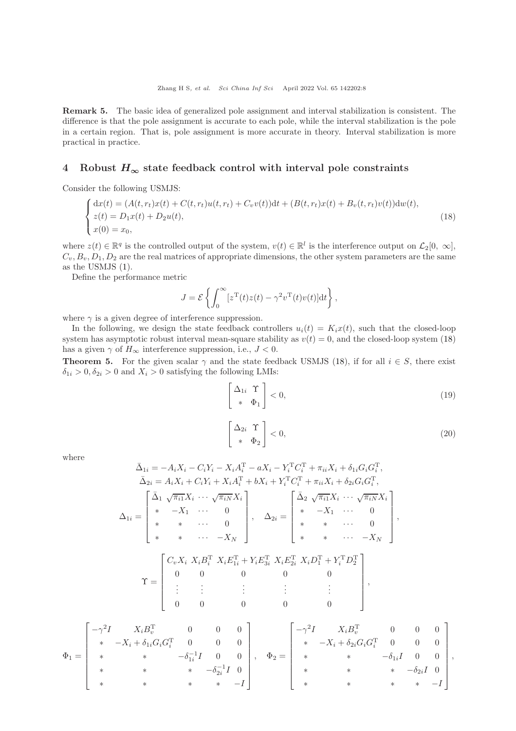**Remark 5.** The basic idea of generalized pole assignment and interval stabilization is consistent. The difference is that the pole assignment is accurate to each pole, while the interval stabilization is the pole in a certain region. That is, pole assignment is more accurate in theory. Interval stabilization is more practical in practice.

## 4 Robust $H_\infty$ state feedback control with interval pole constraints

Consider the following USMJS:

$$
\begin{cases}
\mathrm{d}x(t) = (A(t,r_t)x(t) + C(t,r_t)u(t,r_t) + C_v v(t))\mathrm{d}t + (B(t,r_t)x(t) + B_v(t,r_t)v(t))\mathrm{d}w(t),\\
z(t) = D_1 x(t) + D_2 u(t),\\
x(0) = x_0,
\end{cases}
\tag{18}
$$

where $z(t) \in \mathbb{R}^q$ is the controlled output of the system, $v(t) \in \mathbb{R}^l$ is the interference output on $\mathcal{L}_2[0,\ \infty]$, $C_v, B_v, D_1, D_2$ are the real matrices of appropriate dimensions, the other system parameters are the same as the USMJS (1).

Define the performance metric

$$
J = \mathcal{E}\left\{\int_0^\infty [z^{\mathrm{T}}(t)z(t) - \gamma^2 v^{\mathrm{T}}(t)v(t)]\mathrm{d}t\right\},
$$

where $\gamma$ is a given degree of interference suppression.

In the following, we design the state feedback controllers $u_i(t) = K_i x(t)$, such that the closed-loop system has asymptotic robust interval mean-square stability as $v(t) = 0$, and the closed-loop system (18) has a given $\gamma$ of $H_\infty$ interference suppression, i.e., $J < 0$.

**Theorem 5.** For the given scalar $\gamma$ and the state feedback USMJS (18), if for all $i \in S$, there exist $\delta_{1i} > 0, \delta_{2i} > 0$ and $X_i > 0$ satisfying the following LMIs:

$$
\begin{bmatrix} \Delta_{1i} & \Upsilon \\ * & \Phi_1 \end{bmatrix} < 0,
\tag{19}
$$

$$
\begin{bmatrix} \Delta_{2i} & \Upsilon \\ * & \Phi_2 \end{bmatrix} < 0,
\tag{20}
$$

where

$$
\bar{\Delta}_{1i} = -A_i X_i - C_i Y_i - X_i A_i^{\mathrm{T}} - aX_i - Y_i^{\mathrm{T}} C_i^{\mathrm{T}} + \pi_{ii} X_i + \delta_{1i} G_i G_i^{\mathrm{T}},
$$

$$
\bar{\Delta}_{2i} = A_i X_i + C_i Y_i + X_i A_i^{\mathrm{T}} + bX_i + Y_i^{\mathrm{T}} C_i^{\mathrm{T}} + \pi_{ii} X_i + \delta_{2i} G_i G_i^{\mathrm{T}},
$$

$$
\Delta_{1i} = \begin{bmatrix} \bar{\Delta}_1 & \sqrt{\pi_{i1}} X_i & \cdots & \sqrt{\pi_{iN}} X_i \\ * & -X_1 & \cdots & 0 \\ * & * & \cdots & 0 \\ * & * & \cdots & -X_N \end{bmatrix}, \quad
\Delta_{2i} = \begin{bmatrix} \bar{\Delta}_2 & \sqrt{\pi_{i1}} X_i & \cdots & \sqrt{\pi_{iN}} X_i \\ * & -X_1 & \cdots & 0 \\ * & * & \cdots & 0 \\ * & * & \cdots & -X_N \end{bmatrix},
$$

$$
\Upsilon = \begin{bmatrix} C_v X_i & X_i B_i^{\mathrm{T}} & X_i E_{1i}^{\mathrm{T}} + Y_i E_{3i}^{\mathrm{T}} & X_i E_{2i}^{\mathrm{T}} & X_i D_1^{\mathrm{T}} + Y_i^{\mathrm{T}} D_2^{\mathrm{T}} \\ 0 & 0 & 0 & 0 & 0 \\ \vdots & \vdots & \vdots & \vdots & \vdots \\ 0 & 0 & 0 & 0 & 0 \end{bmatrix},
$$

$$
\Phi_1 = \begin{bmatrix} -\gamma^2 I & X_i B_v^{\mathrm{T}} & 0 & 0 & 0 \\ * & -X_i + \delta_{1i} G_i G_i^{\mathrm{T}} & 0 & 0 & 0 \\ * & * & -\delta_{1i}^{-1} I & 0 & 0 \\ * & * & * & -\delta_{2i}^{-1} I & 0 \\ * & * & * & * & -I \end{bmatrix}, \quad
\Phi_2 = \begin{bmatrix} -\gamma^2 I & X_i B_v^{\mathrm{T}} & 0 & 0 & 0 \\ * & -X_i + \delta_{2i} G_i G_i^{\mathrm{T}} & 0 & 0 & 0 \\ * & * & -\delta_{1i} I & 0 & 0 \\ * & * & * & -\delta_{2i} I & 0 \\ * & * & * & * & -I \end{bmatrix},
$$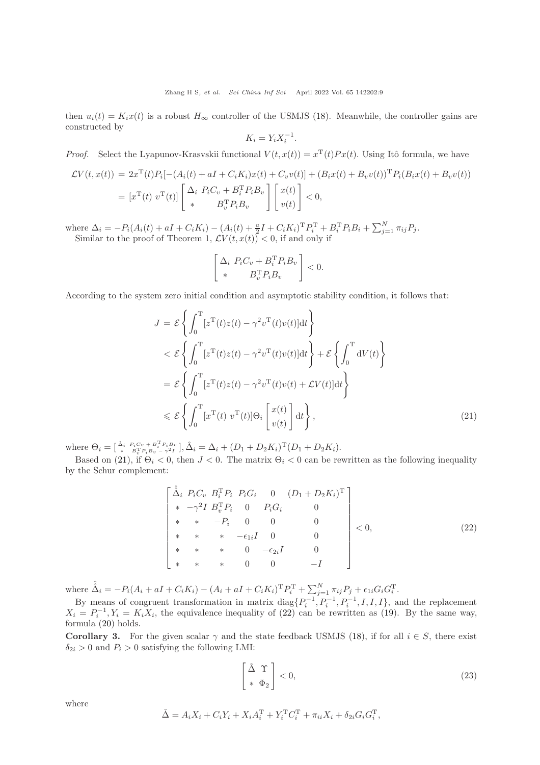then $u_i(t) = K_i x(t)$ is a robust $H_\infty$ controller of the USMJS (18). Meanwhile, the controller gains are constructed by

$$K_i = Y_i X_i^{-1}.$$

*Proof.* Select the Lyapunov-Krasvskii functional $V(t, x(t)) = x^{\mathrm{T}}(t)Px(t)$. Using Itô formula, we have

$$\begin{aligned}\mathcal{L}V(t,x(t)) &= 2x^{\mathrm{T}}(t)P_i[-(A_i(t)+aI+C_iK_i)x(t)+C_vv(t)]+(B_ix(t)+B_vv(t))^{\mathrm{T}}P_i(B_ix(t)+B_vv(t))\\ &= [x^{\mathrm{T}}(t)\ v^{\mathrm{T}}(t)]\begin{bmatrix}\Delta_i & P_iC_v+B_i^{\mathrm{T}}P_iB_v\\ * & B_v^{\mathrm{T}}P_iB_v\end{bmatrix}\begin{bmatrix}x(t)\\ v(t)\end{bmatrix}<0,\end{aligned}$$

where $\Delta_i = -P_i(A_i(t)+aI+C_iK_i) - (A_i(t)+\frac{a}{2}I+C_iK_i)^{\mathrm{T}}P_i^{\mathrm{T}} + B_i^{\mathrm{T}}P_iB_i + \sum_{j=1}^{N}\pi_{ij}P_j$.

Similar to the proof of Theorem 1, $\mathcal{L}V(t,x(t)) < 0$, if and only if

$$\begin{bmatrix}\Delta_i & P_iC_v+B_i^{\mathrm{T}}P_iB_v\\ * & B_v^{\mathrm{T}}P_iB_v\end{bmatrix}<0.$$

According to the system zero initial condition and asymptotic stability condition, it follows that:

$$\begin{aligned}J &= \mathcal{E}\left\{\int_0^{\mathrm{T}}[z^{\mathrm{T}}(t)z(t)-\gamma^2v^{\mathrm{T}}(t)v(t)]\mathrm{d}t\right\}\\ &< \mathcal{E}\left\{\int_0^{\mathrm{T}}[z^{\mathrm{T}}(t)z(t)-\gamma^2v^{\mathrm{T}}(t)v(t)]\mathrm{d}t\right\}+\mathcal{E}\left\{\int_0^{\mathrm{T}}\mathrm{d}V(t)\right\}\\ &= \mathcal{E}\left\{\int_0^{\mathrm{T}}[z^{\mathrm{T}}(t)z(t)-\gamma^2v^{\mathrm{T}}(t)v(t)+\mathcal{L}V(t)]\mathrm{d}t\right\}\\ &\leqslant \mathcal{E}\left\{\int_0^{\mathrm{T}}[x^{\mathrm{T}}(t)\ v^{\mathrm{T}}(t)]\Theta_i\begin{bmatrix}x(t)\\ v(t)\end{bmatrix}\mathrm{d}t\right\},\end{aligned}\tag{21}$$

where $\Theta_i = \left[\begin{smallmatrix}\hat{\Delta}_i & P_iC_v+B_i^{\mathrm{T}}P_iB_v\\ * & B_v^{\mathrm{T}}P_iB_v-\gamma^2I\end{smallmatrix}\right]$, $\hat{\Delta}_i = \Delta_i + (D_1+D_2K_i)^{\mathrm{T}}(D_1+D_2K_i)$.

Based on (21), if $\Theta_i < 0$, then $J < 0$. The matrix $\Theta_i < 0$ can be rewritten as the following inequality by the Schur complement:

$$\begin{bmatrix}\hat{\hat{\Delta}}_i & P_iC_v & B_i^{\mathrm{T}}P_i & P_iG_i & 0 & (D_1+D_2K_i)^{\mathrm{T}}\\ * & -\gamma^2I & B_v^{\mathrm{T}}P_i & 0 & P_iG_i & 0\\ * & * & -P_i & 0 & 0 & 0\\ * & * & * & -\epsilon_{1i}I & 0 & 0\\ * & * & * & 0 & -\epsilon_{2i}I & 0\\ * & * & * & 0 & 0 & -I\end{bmatrix}<0,\tag{22}$$

where $\hat{\hat{\Delta}}_i = -P_i(A_i+aI+C_iK_i)-(A_i+aI+C_iK_i)^{\mathrm{T}}P_i^{\mathrm{T}}+\sum_{j=1}^{N}\pi_{ij}P_j+\epsilon_{1i}G_iG_i^{\mathrm{T}}$.

By means of congruent transformation in matrix $\mathrm{diag}\{P_i^{-1}, P_i^{-1}, P_i^{-1}, I, I, I\}$, and the replacement $X_i = P_i^{-1}, Y_i = K_iX_i$, the equivalence inequality of (22) can be rewritten as (19). By the same way, formula (20) holds.

**Corollary 3.** For the given scalar $\gamma$ and the state feedback USMJS (18), if for all $i \in S$, there exist $\delta_{2i} > 0$ and $P_i > 0$ satisfying the following LMI:

$$\begin{bmatrix}\tilde{\Delta} & \Upsilon\\ * & \Phi_2\end{bmatrix}<0,\tag{23}$$

where

$$\check{\Delta} = A_iX_i + C_iY_i + X_iA_i^{\mathrm{T}} + Y_i^{\mathrm{T}}C_i^{\mathrm{T}} + \pi_{ii}X_i + \delta_{2i}G_iG_i^{\mathrm{T}},$$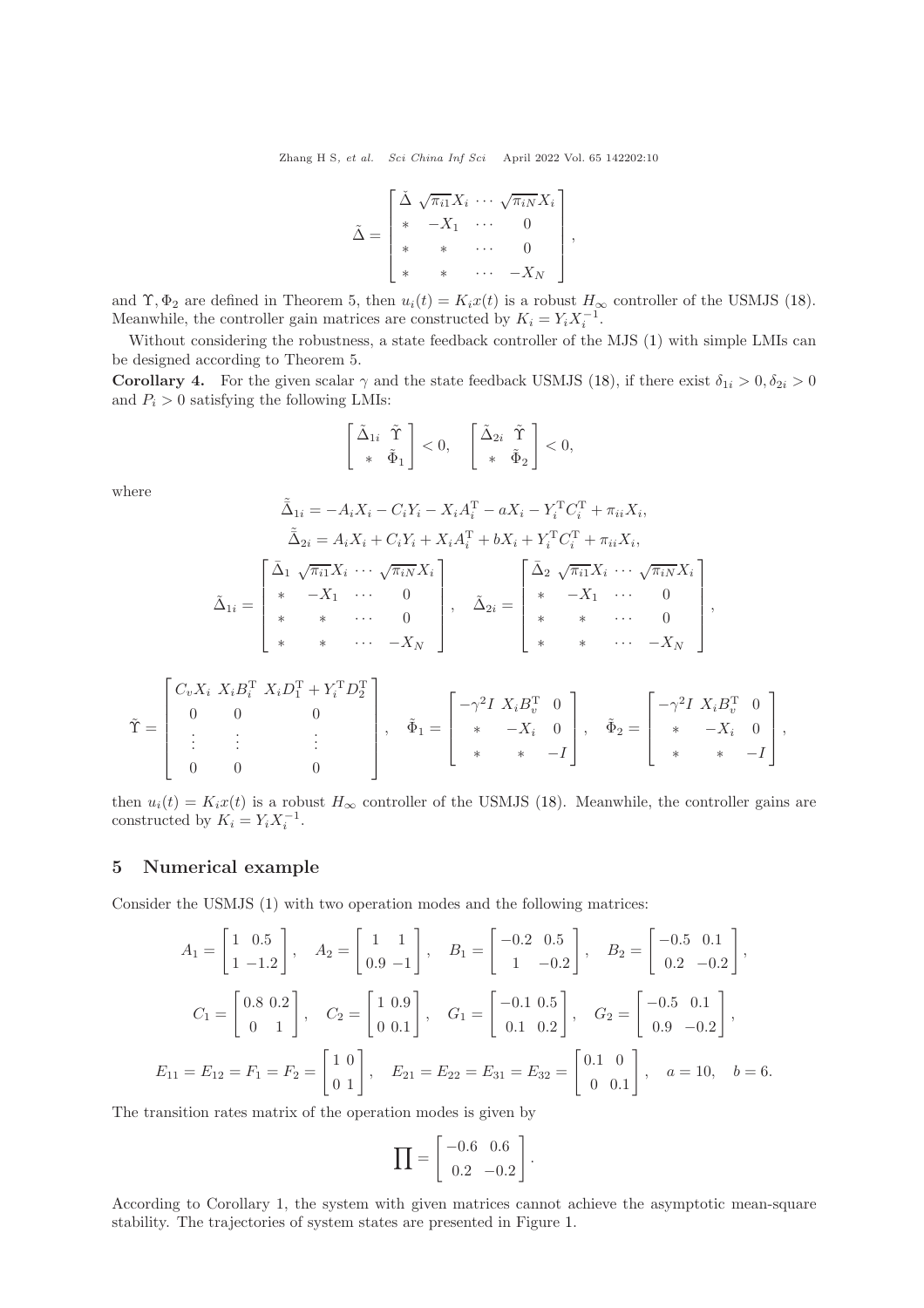$$\tilde{\Delta} = \begin{bmatrix} \check{\Delta} & \sqrt{\pi_{i1}}X_i & \cdots & \sqrt{\pi_{iN}}X_i \\ * & -X_1 & \cdots & 0 \\ * & * & \cdots & 0 \\ * & * & \cdots & -X_N \end{bmatrix},$$

and $\Upsilon, \Phi_2$ are defined in Theorem 5, then $u_i(t) = K_i x(t)$ is a robust $H_\infty$ controller of the USMJS (18). Meanwhile, the controller gain matrices are constructed by $K_i = Y_i X_i^{-1}$.

Without considering the robustness, a state feedback controller of the MJS (1) with simple LMIs can be designed according to Theorem 5.

**Corollary 4.** For the given scalar $\gamma$ and the state feedback USMJS (18), if there exist $\delta_{1i} > 0, \delta_{2i} > 0$ and $P_i > 0$ satisfying the following LMIs:

$$\begin{bmatrix} \tilde{\Delta}_{1i} & \tilde{\Upsilon} \\ * & \tilde{\Phi}_1 \end{bmatrix} < 0, \quad \begin{bmatrix} \tilde{\Delta}_{2i} & \tilde{\Upsilon} \\ * & \tilde{\Phi}_2 \end{bmatrix} < 0,$$

where

$$\tilde{\bar{\Delta}}_{1i} = -A_i X_i - C_i Y_i - X_i A_i^{\mathrm{T}} - aX_i - Y_i^{\mathrm{T}} C_i^{\mathrm{T}} + \pi_{ii} X_i,$$

$$\tilde{\bar{\Delta}}_{2i} = A_i X_i + C_i Y_i + X_i A_i^{\mathrm{T}} + bX_i + Y_i^{\mathrm{T}} C_i^{\mathrm{T}} + \pi_{ii} X_i,$$

$$\tilde{\Delta}_{1i} = \begin{bmatrix} \bar{\Delta}_1 & \sqrt{\pi_{i1}}X_i & \cdots & \sqrt{\pi_{iN}}X_i \\ * & -X_1 & \cdots & 0 \\ * & * & \cdots & 0 \\ * & * & \cdots & -X_N \end{bmatrix}, \quad \tilde{\Delta}_{2i} = \begin{bmatrix} \bar{\Delta}_2 & \sqrt{\pi_{i1}}X_i & \cdots & \sqrt{\pi_{iN}}X_i \\ * & -X_1 & \cdots & 0 \\ * & * & \cdots & 0 \\ * & * & \cdots & -X_N \end{bmatrix},$$

$$\tilde{\Upsilon} = \begin{bmatrix} C_v X_i & X_i B_i^{\mathrm{T}} & X_i D_1^{\mathrm{T}} + Y_i^{\mathrm{T}} D_2^{\mathrm{T}} \\ 0 & 0 & 0 \\ \vdots & \vdots & \vdots \\ 0 & 0 & 0 \end{bmatrix}, \quad \tilde{\Phi}_1 = \begin{bmatrix} -\gamma^2 I & X_i B_v^{\mathrm{T}} & 0 \\ * & -X_i & 0 \\ * & * & -I \end{bmatrix}, \quad \tilde{\Phi}_2 = \begin{bmatrix} -\gamma^2 I & X_i B_v^{\mathrm{T}} & 0 \\ * & -X_i & 0 \\ * & * & -I \end{bmatrix},$$

then $u_i(t) = K_i x(t)$ is a robust $H_\infty$ controller of the USMJS (18). Meanwhile, the controller gains are constructed by $K_i = Y_i X_i^{-1}$.

## 5 Numerical example

Consider the USMJS (1) with two operation modes and the following matrices:

$$A_1 = \begin{bmatrix} 1 & 0.5 \\ 1 & -1.2 \end{bmatrix}, \quad A_2 = \begin{bmatrix} 1 & 1 \\ 0.9 & -1 \end{bmatrix}, \quad B_1 = \begin{bmatrix} -0.2 & 0.5 \\ 1 & -0.2 \end{bmatrix}, \quad B_2 = \begin{bmatrix} -0.5 & 0.1 \\ 0.2 & -0.2 \end{bmatrix},$$

$$C_1 = \begin{bmatrix} 0.8 & 0.2 \\ 0 & 1 \end{bmatrix}, \quad C_2 = \begin{bmatrix} 1 & 0.9 \\ 0 & 0.1 \end{bmatrix}, \quad G_1 = \begin{bmatrix} -0.1 & 0.5 \\ 0.1 & 0.2 \end{bmatrix}, \quad G_2 = \begin{bmatrix} -0.5 & 0.1 \\ 0.9 & -0.2 \end{bmatrix},$$

$$E_{11} = E_{12} = F_1 = F_2 = \begin{bmatrix} 1 & 0 \\ 0 & 1 \end{bmatrix}, \quad E_{21} = E_{22} = E_{31} = E_{32} = \begin{bmatrix} 0.1 & 0 \\ 0 & 0.1 \end{bmatrix}, \quad a = 10, \quad b = 6.$$

The transition rates matrix of the operation modes is given by

$$\prod = \begin{bmatrix} -0.6 & 0.6 \\ 0.2 & -0.2 \end{bmatrix}.$$

According to Corollary 1, the system with given matrices cannot achieve the asymptotic mean-square stability. The trajectories of system states are presented in Figure 1.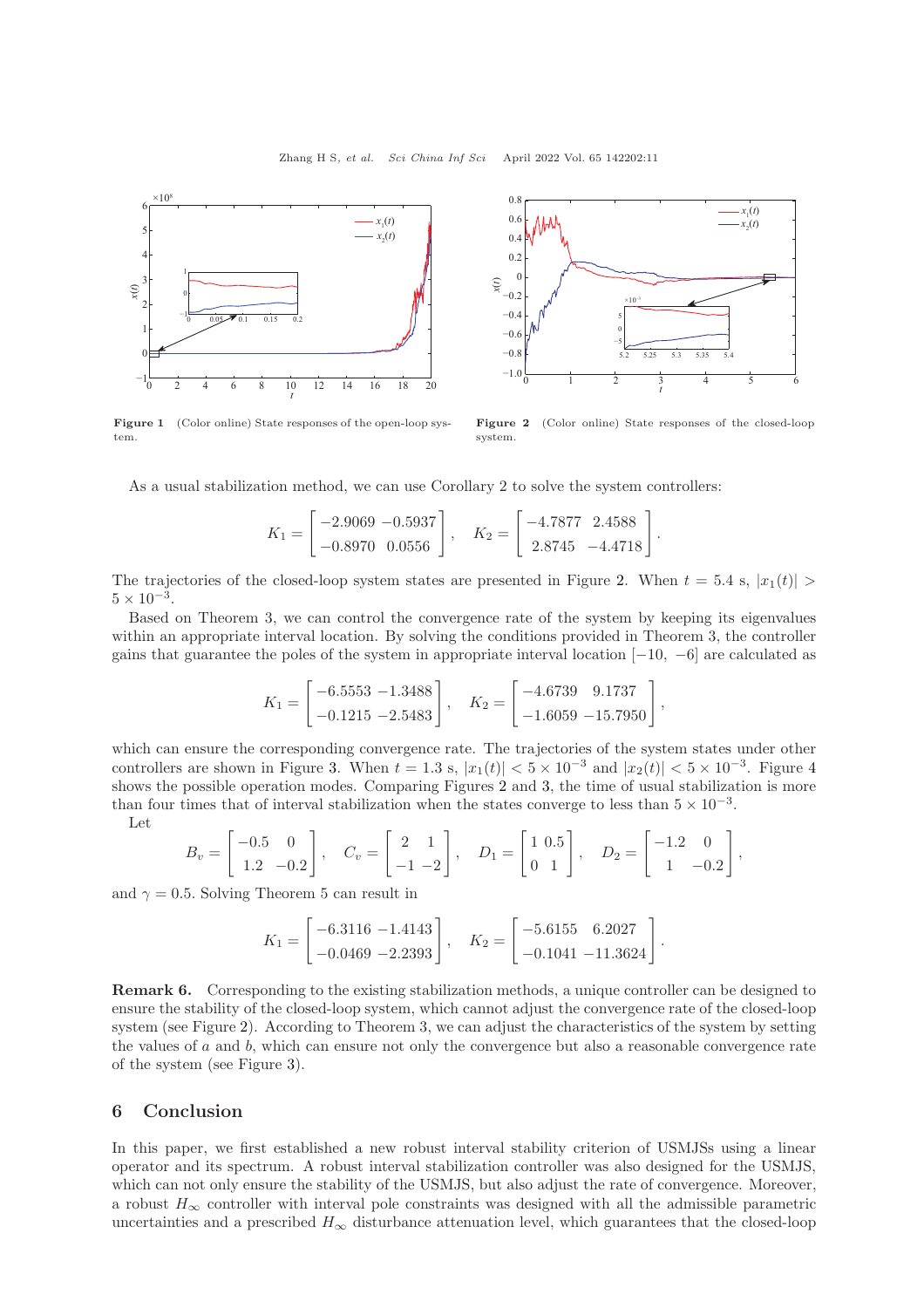**Figure 1** (Color online) State responses of the open-loop system.

**Figure 2** (Color online) State responses of the closed-loop system.

As a usual stabilization method, we can use Corollary 2 to solve the system controllers:

$$K_1 = \begin{bmatrix} -2.9069 & -0.5937 \\ -0.8970 & 0.0556 \end{bmatrix}, \quad K_2 = \begin{bmatrix} -4.7877 & 2.4588 \\ 2.8745 & -4.4718 \end{bmatrix}.$$

The trajectories of the closed-loop system states are presented in Figure 2. When $t = 5.4$ s, $|x_1(t)| > 5 \times 10^{-3}$.

Based on Theorem 3, we can control the convergence rate of the system by keeping its eigenvalues within an appropriate interval location. By solving the conditions provided in Theorem 3, the controller gains that guarantee the poles of the system in appropriate interval location $[-10,\ -6]$ are calculated as

$$K_1 = \begin{bmatrix} -6.5553 & -1.3488 \\ -0.1215 & -2.5483 \end{bmatrix}, \quad K_2 = \begin{bmatrix} -4.6739 & 9.1737 \\ -1.6059 & -15.7950 \end{bmatrix},$$

which can ensure the corresponding convergence rate. The trajectories of the system states under other controllers are shown in Figure 3. When $t = 1.3$ s, $|x_1(t)| < 5 \times 10^{-3}$ and $|x_2(t)| < 5 \times 10^{-3}$. Figure 4 shows the possible operation modes. Comparing Figures 2 and 3, the time of usual stabilization is more than four times that of interval stabilization when the states converge to less than $5 \times 10^{-3}$.

Let

$$B_v = \begin{bmatrix} -0.5 & 0 \\ 1.2 & -0.2 \end{bmatrix}, \quad C_v = \begin{bmatrix} 2 & 1 \\ -1 & -2 \end{bmatrix}, \quad D_1 = \begin{bmatrix} 1 & 0.5 \\ 0 & 1 \end{bmatrix}, \quad D_2 = \begin{bmatrix} -1.2 & 0 \\ 1 & -0.2 \end{bmatrix},$$

and $\gamma = 0.5$. Solving Theorem 5 can result in

$$K_1 = \begin{bmatrix} -6.3116 & -1.4143 \\ -0.0469 & -2.2393 \end{bmatrix}, \quad K_2 = \begin{bmatrix} -5.6155 & 6.2027 \\ -0.1041 & -11.3624 \end{bmatrix}.$$

**Remark 6.** Corresponding to the existing stabilization methods, a unique controller can be designed to ensure the stability of the closed-loop system, which cannot adjust the convergence rate of the closed-loop system (see Figure 2). According to Theorem 3, we can adjust the characteristics of the system by setting the values of $a$ and $b$, which can ensure not only the convergence but also a reasonable convergence rate of the system (see Figure 3).

## 6 Conclusion

In this paper, we first established a new robust interval stability criterion of USMJSs using a linear operator and its spectrum. A robust interval stabilization controller was also designed for the USMJS, which can not only ensure the stability of the USMJS, but also adjust the rate of convergence. Moreover, a robust $H_\infty$ controller with interval pole constraints was designed with all the admissible parametric uncertainties and a prescribed $H_\infty$ disturbance attenuation level, which guarantees that the closed-loop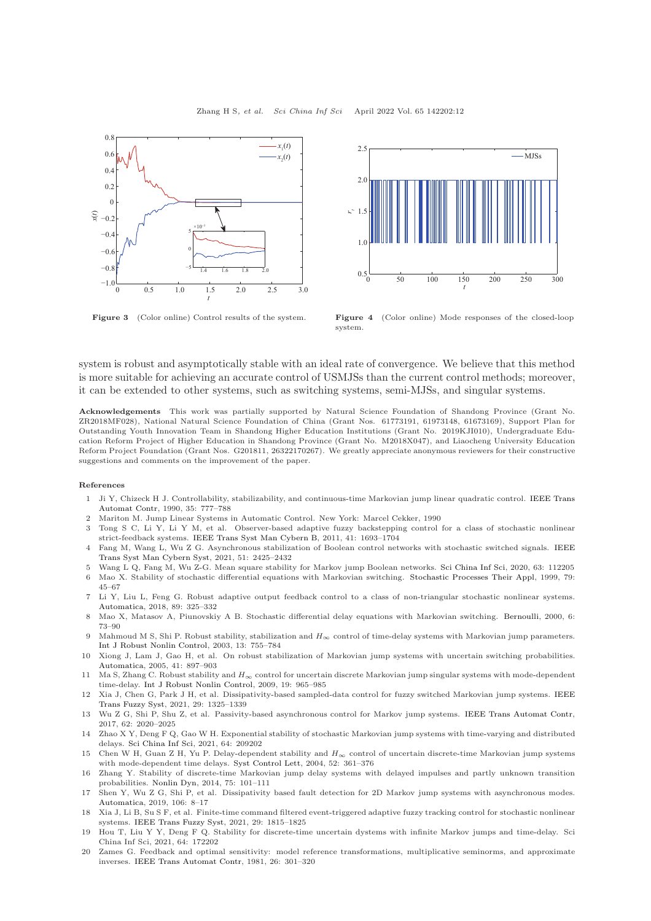Figure 3 (Color online) Control results of the system.

Figure 4 (Color online) Mode responses of the closed-loop system.

system is robust and asymptotically stable with an ideal rate of convergence. We believe that this method is more suitable for achieving an accurate control of USMJSs than the current control methods; moreover, it can be extended to other systems, such as switching systems, semi-MJSs, and singular systems.

**Acknowledgements** This work was partially supported by Natural Science Foundation of Shandong Province (Grant No. ZR2018MF028), National Natural Science Foundation of China (Grant Nos. 61773191, 61973148, 61673169), Support Plan for Outstanding Youth Innovation Team in Shandong Higher Education Institutions (Grant No. 2019KJI010), Undergraduate Education Reform Project of Higher Education in Shandong Province (Grant No. M2018X047), and Liaocheng University Education Reform Project Foundation (Grant Nos. G201811, 26322170267). We greatly appreciate anonymous reviewers for their constructive suggestions and comments on the improvement of the paper.

## References

1. Ji Y, Chizeck H J. Controllability, stabilizability, and continuous-time Markovian jump linear quadratic control. IEEE Trans Automat Contr, 1990, 35: 777–788
2. Mariton M. Jump Linear Systems in Automatic Control. New York: Marcel Cekker, 1990
3. Tong S C, Li Y, Li Y M, et al. Observer-based adaptive fuzzy backstepping control for a class of stochastic nonlinear strict-feedback systems. IEEE Trans Syst Man Cybern B, 2011, 41: 1693–1704
4. Fang M, Wang L, Wu Z G. Asynchronous stabilization of Boolean control networks with stochastic switched signals. IEEE Trans Syst Man Cybern Syst, 2021, 51: 2425–2432
5. Wang L Q, Fang M, Wu Z-G. Mean square stability for Markov jump Boolean networks. Sci China Inf Sci, 2020, 63: 112205
6. Mao X. Stability of stochastic differential equations with Markovian switching. Stochastic Processes Their Appl, 1999, 79: 45–67
7. Li Y, Liu L, Feng G. Robust adaptive output feedback control to a class of non-triangular stochastic nonlinear systems. Automatica, 2018, 89: 325–332
8. Mao X, Matasov A, Piunovskiy A B. Stochastic differential delay equations with Markovian switching. Bernoulli, 2000, 6: 73–90
9. Mahmoud M S, Shi P. Robust stability, stabilization and $H_\infty$ control of time-delay systems with Markovian jump parameters. Int J Robust Nonlin Control, 2003, 13: 755–784
10. Xiong J, Lam J, Gao H, et al. On robust stabilization of Markovian jump systems with uncertain switching probabilities. Automatica, 2005, 41: 897–903
11. Ma S, Zhang C. Robust stability and $H_\infty$ control for uncertain discrete Markovian jump singular systems with mode-dependent time-delay. Int J Robust Nonlin Control, 2009, 19: 965–985
12. Xia J, Chen G, Park J H, et al. Dissipativity-based sampled-data control for fuzzy switched Markovian jump systems. IEEE Trans Fuzzy Syst, 2021, 29: 1325–1339
13. Wu Z G, Shi P, Shu Z, et al. Passivity-based asynchronous control for Markov jump systems. IEEE Trans Automat Contr, 2017, 62: 2020–2025
14. Zhao X Y, Deng F Q, Gao W H. Exponential stability of stochastic Markovian jump systems with time-varying and distributed delays. Sci China Inf Sci, 2021, 64: 209202
15. Chen W H, Guan Z H, Yu P. Delay-dependent stability and $H_\infty$ control of uncertain discrete-time Markovian jump systems with mode-dependent time delays. Syst Control Lett, 2004, 52: 361–376
16. Zhang Y. Stability of discrete-time Markovian jump delay systems with delayed impulses and partly unknown transition probabilities. Nonlin Dyn, 2014, 75: 101–111
17. Shen Y, Wu Z G, Shi P, et al. Dissipativity based fault detection for 2D Markov jump systems with asynchronous modes. Automatica, 2019, 106: 8–17
18. Xia J, Li B, Su S F, et al. Finite-time command filtered event-triggered adaptive fuzzy tracking control for stochastic nonlinear systems. IEEE Trans Fuzzy Syst, 2021, 29: 1815–1825
19. Hou T, Liu Y Y, Deng F Q. Stability for discrete-time uncertain dystems with infinite Markov jumps and time-delay. Sci China Inf Sci, 2021, 64: 172202
20. Zames G. Feedback and optimal sensitivity: model reference transformations, multiplicative seminorms, and approximate inverses. IEEE Trans Automat Contr, 1981, 26: 301–320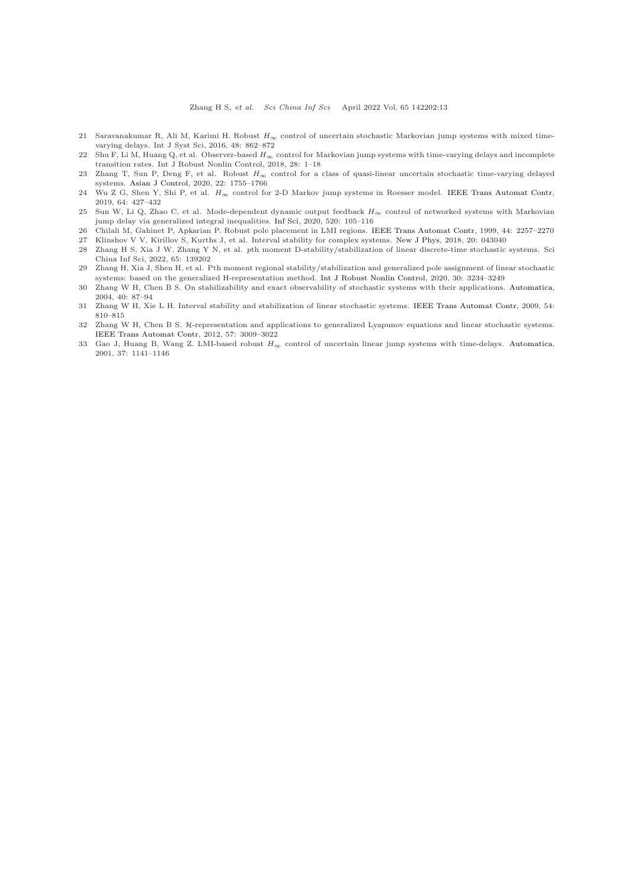21 Saravanakumar R, Ali M, Karimi H. Robust $H_\infty$ control of uncertain stochastic Markovian jump systems with mixed time-varying delays. Int J Syst Sci, 2016, 48: 862–872

22 Shu F, Li M, Huang Q, et al. Observer-based $H_\infty$ control for Markovian jump systems with time-varying delays and incomplete transition rates. Int J Robust Nonlin Control, 2018, 28: 1–18

23 Zhang T, Sun P, Deng F, et al. Robust $H_\infty$ control for a class of quasi-linear uncertain stochastic time-varying delayed systems. Asian J Control, 2020, 22: 1755–1766

24 Wu Z G, Shen Y, Shi P, et al. $H_\infty$ control for 2-D Markov jump systems in Roesser model. IEEE Trans Automat Contr, 2019, 64: 427–432

25 Sun W, Li Q, Zhao C, et al. Mode-dependent dynamic output feedback $H_\infty$ control of networked systems with Markovian jump delay via generalized integral inequalities. Inf Sci, 2020, 520: 105–116

26 Chilali M, Gahinet P, Apkarian P. Robust pole placement in LMI regions. IEEE Trans Automat Contr, 1999, 44: 2257–2270

27 Klinshov V V, Kirillov S, Kurths J, et al. Interval stability for complex systems. New J Phys, 2018, 20: 043040

28 Zhang H S, Xia J W, Zhang Y N, et al. $p$th moment D-stability/stabilization of linear discrete-time stochastic systems. Sci China Inf Sci, 2022, 65: 139202

29 Zhang H, Xia J, Shen H, et al. Pth moment regional stability/stabilization and generalized pole assignment of linear stochastic systems: based on the generalized H-representation method. Int J Robust Nonlin Control, 2020, 30: 3234–3249

30 Zhang W H, Chen B S. On stabilizability and exact observability of stochastic systems with their applications. Automatica, 2004, 40: 87–94

31 Zhang W H, Xie L H. Interval stability and stabilization of linear stochastic systems. IEEE Trans Automat Contr, 2009, 54: 810–815

32 Zhang W H, Chen B S. $\mathcal{H}$-representation and applications to generalized Lyapunov equations and linear stochastic systems. IEEE Trans Automat Contr, 2012, 57: 3009–3022

33 Gao J, Huang B, Wang Z. LMI-based robust $H_\infty$ control of uncertain linear jump systems with time-delays. Automatica, 2001, 37: 1141–1146